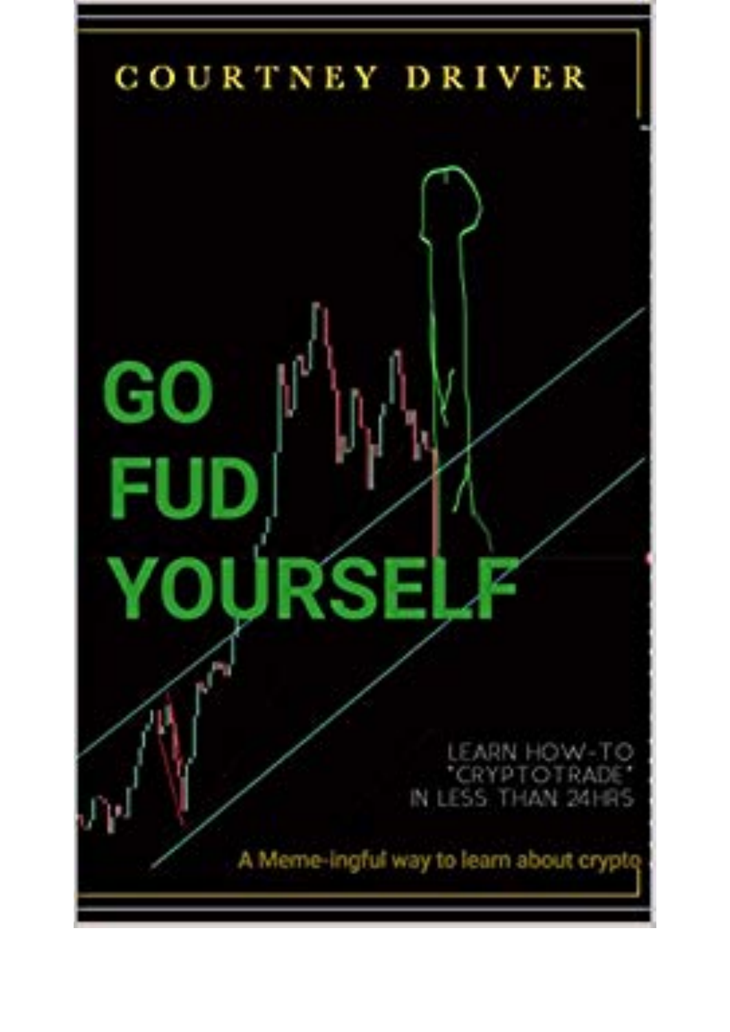COURTNEY DRIVER

# GO FUD YOURSELF

LEARN HOW-TO "CRYPTOTRADE" IN LESS THAN 24HRS

A Meme-ingful way to learn about crypto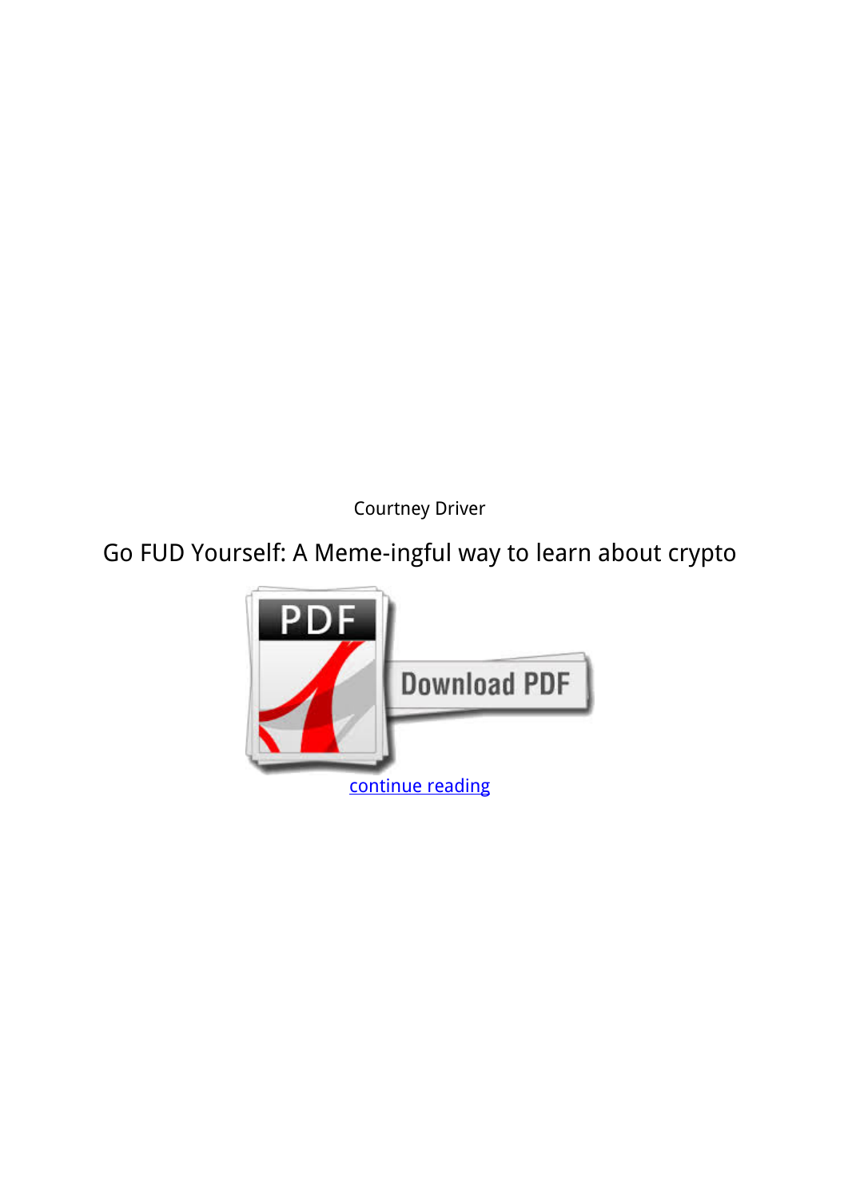Courtney Driver

Go FUD Yourself: A Meme-ingful way to learn about crypto

continue reading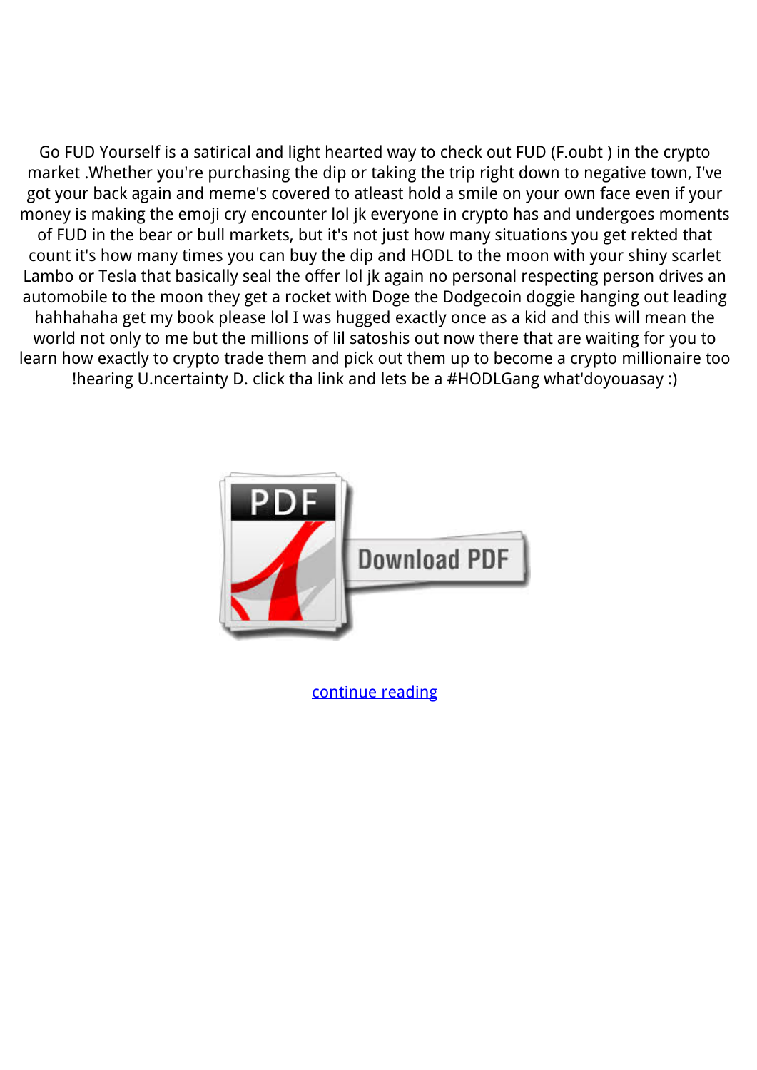Go FUD Yourself is a satirical and light hearted way to check out FUD (F.oubt ) in the crypto market .Whether you're purchasing the dip or taking the trip right down to negative town, I've got your back again and meme's covered to atleast hold a smile on your own face even if your money is making the emoji cry encounter lol jk everyone in crypto has and undergoes moments of FUD in the bear or bull markets, but it's not just how many situations you get rekted that count it's how many times you can buy the dip and HODL to the moon with your shiny scarlet Lambo or Tesla that basically seal the offer lol jk again no personal respecting person drives an automobile to the moon they get a rocket with Doge the Dodgecoin doggie hanging out leading hahhahaha get my book please lol I was hugged exactly once as a kid and this will mean the world not only to me but the millions of lil satoshis out now there that are waiting for you to learn how exactly to crypto trade them and pick out them up to become a crypto millionaire too !hearing U.ncertainty D. click tha link and lets be a #HODLGang what'doyouasay :)

continue reading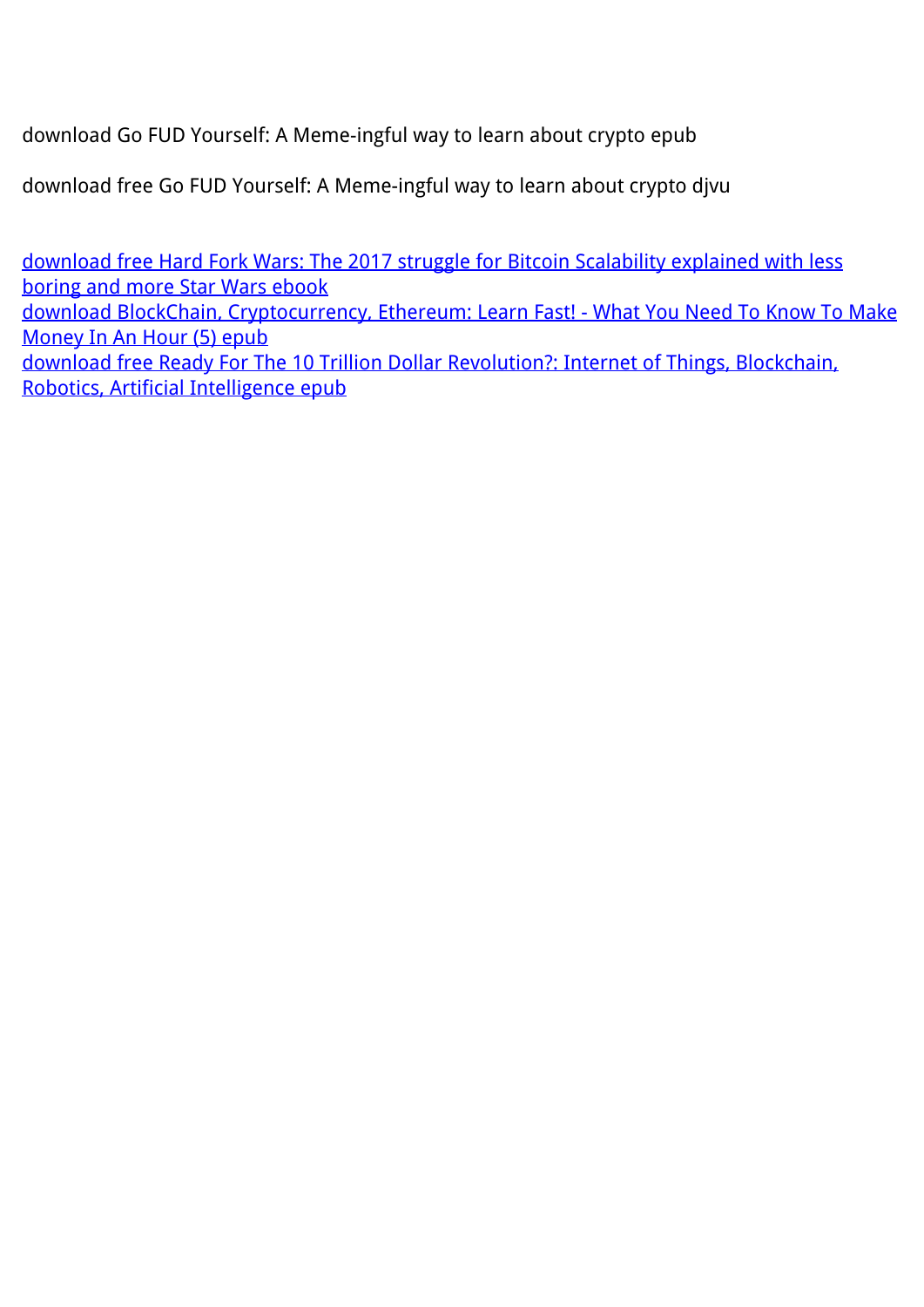download Go FUD Yourself: A Meme-ingful way to learn about crypto epub

download free Go FUD Yourself: A Meme-ingful way to learn about crypto djvu

download free Hard Fork Wars: The 2017 struggle for Bitcoin Scalability explained with less boring and more Star Wars ebook
download BlockChain, Cryptocurrency, Ethereum: Learn Fast! - What You Need To Know To Make Money In An Hour (5) epub
download free Ready For The 10 Trillion Dollar Revolution?: Internet of Things, Blockchain, Robotics, Artificial Intelligence epub